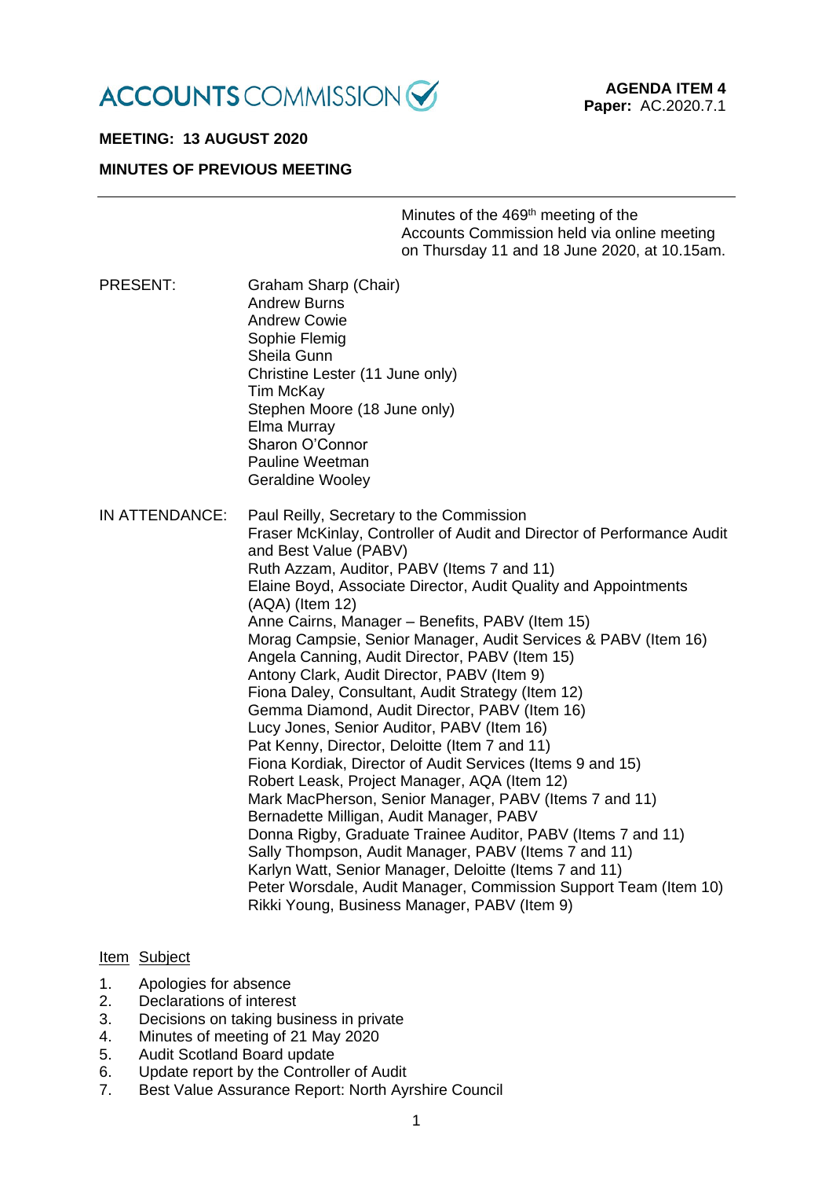ACCOUNTS COMMISSION

**AGENDA ITEM 4**
**Paper:** AC.2020.7.1

**MEETING: 13 AUGUST 2020**

**MINUTES OF PREVIOUS MEETING**

---

Minutes of the 469th meeting of the Accounts Commission held via online meeting on Thursday 11 and 18 June 2020, at 10.15am.

PRESENT:
Graham Sharp (Chair)
Andrew Burns
Andrew Cowie
Sophie Flemig
Sheila Gunn
Christine Lester (11 June only)
Tim McKay
Stephen Moore (18 June only)
Elma Murray
Sharon O'Connor
Pauline Weetman
Geraldine Wooley

IN ATTENDANCE:
Paul Reilly, Secretary to the Commission
Fraser McKinlay, Controller of Audit and Director of Performance Audit and Best Value (PABV)
Ruth Azzam, Auditor, PABV (Items 7 and 11)
Elaine Boyd, Associate Director, Audit Quality and Appointments (AQA) (Item 12)
Anne Cairns, Manager – Benefits, PABV (Item 15)
Morag Campsie, Senior Manager, Audit Services & PABV (Item 16)
Angela Canning, Audit Director, PABV (Item 15)
Antony Clark, Audit Director, PABV (Item 9)
Fiona Daley, Consultant, Audit Strategy (Item 12)
Gemma Diamond, Audit Director, PABV (Item 16)
Lucy Jones, Senior Auditor, PABV (Item 16)
Pat Kenny, Director, Deloitte (Item 7 and 11)
Fiona Kordiak, Director of Audit Services (Items 9 and 15)
Robert Leask, Project Manager, AQA (Item 12)
Mark MacPherson, Senior Manager, PABV (Items 7 and 11)
Bernadette Milligan, Audit Manager, PABV
Donna Rigby, Graduate Trainee Auditor, PABV (Items 7 and 11)
Sally Thompson, Audit Manager, PABV (Items 7 and 11)
Karlyn Watt, Senior Manager, Deloitte (Items 7 and 11)
Peter Worsdale, Audit Manager, Commission Support Team (Item 10)
Rikki Young, Business Manager, PABV (Item 9)

| Item | Subject |
|---|---|
| 1. | Apologies for absence |
| 2. | Declarations of interest |
| 3. | Decisions on taking business in private |
| 4. | Minutes of meeting of 21 May 2020 |
| 5. | Audit Scotland Board update |
| 6. | Update report by the Controller of Audit |
| 7. | Best Value Assurance Report: North Ayrshire Council |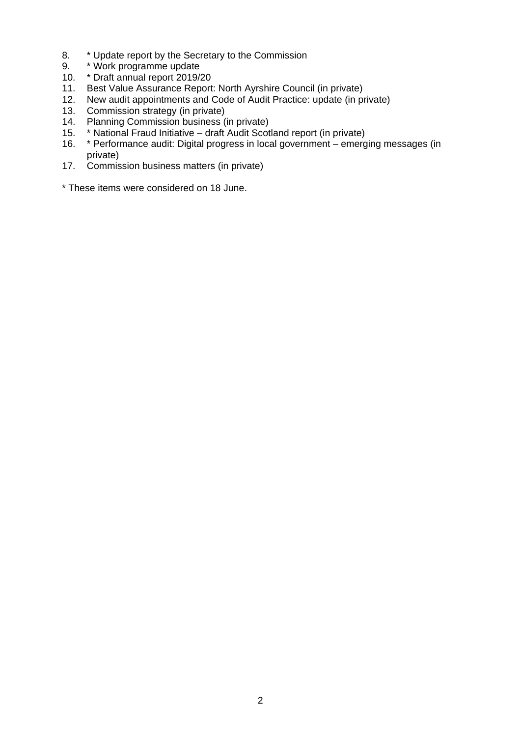8. * Update report by the Secretary to the Commission
9. * Work programme update
10. * Draft annual report 2019/20
11. Best Value Assurance Report: North Ayrshire Council (in private)
12. New audit appointments and Code of Audit Practice: update (in private)
13. Commission strategy (in private)
14. Planning Commission business (in private)
15. * National Fraud Initiative – draft Audit Scotland report (in private)
16. * Performance audit: Digital progress in local government – emerging messages (in private)
17. Commission business matters (in private)

* These items were considered on 18 June.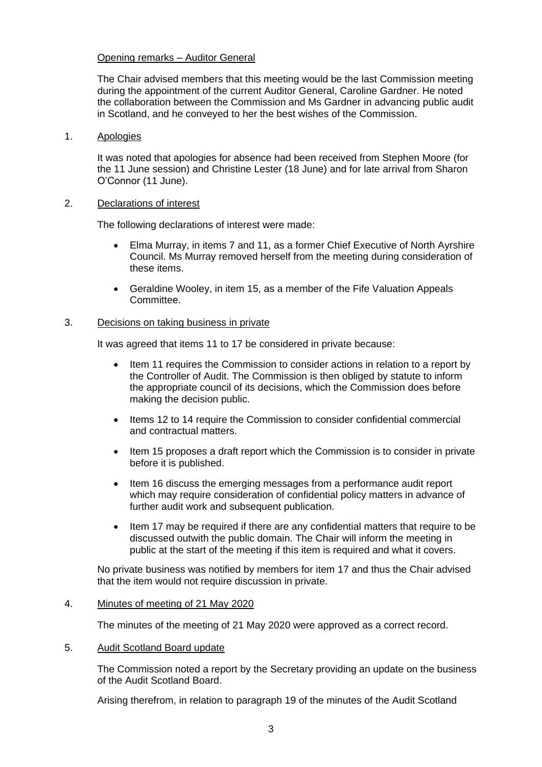Opening remarks – Auditor General

The Chair advised members that this meeting would be the last Commission meeting during the appointment of the current Auditor General, Caroline Gardner. He noted the collaboration between the Commission and Ms Gardner in advancing public audit in Scotland, and he conveyed to her the best wishes of the Commission.

1. Apologies

It was noted that apologies for absence had been received from Stephen Moore (for the 11 June session) and Christine Lester (18 June) and for late arrival from Sharon O'Connor (11 June).

2. Declarations of interest

The following declarations of interest were made:

- Elma Murray, in items 7 and 11, as a former Chief Executive of North Ayrshire Council. Ms Murray removed herself from the meeting during consideration of these items.
- Geraldine Wooley, in item 15, as a member of the Fife Valuation Appeals Committee.

3. Decisions on taking business in private

It was agreed that items 11 to 17 be considered in private because:

- Item 11 requires the Commission to consider actions in relation to a report by the Controller of Audit. The Commission is then obliged by statute to inform the appropriate council of its decisions, which the Commission does before making the decision public.
- Items 12 to 14 require the Commission to consider confidential commercial and contractual matters.
- Item 15 proposes a draft report which the Commission is to consider in private before it is published.
- Item 16 discuss the emerging messages from a performance audit report which may require consideration of confidential policy matters in advance of further audit work and subsequent publication.
- Item 17 may be required if there are any confidential matters that require to be discussed outwith the public domain. The Chair will inform the meeting in public at the start of the meeting if this item is required and what it covers.

No private business was notified by members for item 17 and thus the Chair advised that the item would not require discussion in private.

4. Minutes of meeting of 21 May 2020

The minutes of the meeting of 21 May 2020 were approved as a correct record.

5. Audit Scotland Board update

The Commission noted a report by the Secretary providing an update on the business of the Audit Scotland Board.

Arising therefrom, in relation to paragraph 19 of the minutes of the Audit Scotland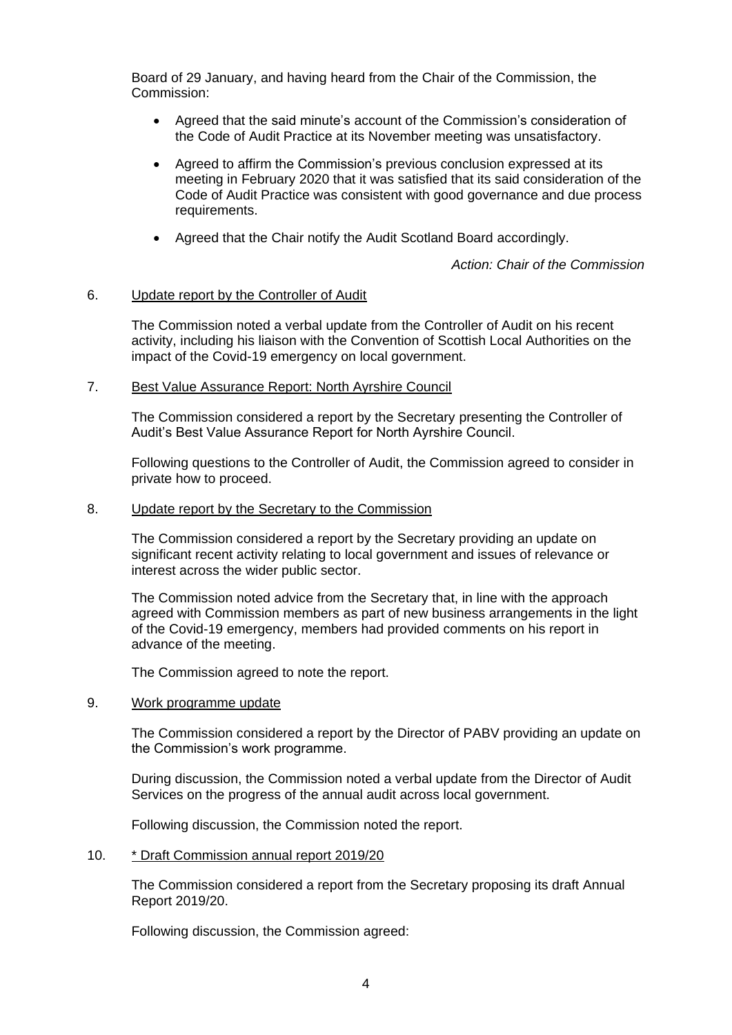Board of 29 January, and having heard from the Chair of the Commission, the Commission:

- Agreed that the said minute's account of the Commission's consideration of the Code of Audit Practice at its November meeting was unsatisfactory.
- Agreed to affirm the Commission's previous conclusion expressed at its meeting in February 2020 that it was satisfied that its said consideration of the Code of Audit Practice was consistent with good governance and due process requirements.
- Agreed that the Chair notify the Audit Scotland Board accordingly.

*Action: Chair of the Commission*

6. Update report by the Controller of Audit

The Commission noted a verbal update from the Controller of Audit on his recent activity, including his liaison with the Convention of Scottish Local Authorities on the impact of the Covid-19 emergency on local government.

7. Best Value Assurance Report: North Ayrshire Council

The Commission considered a report by the Secretary presenting the Controller of Audit's Best Value Assurance Report for North Ayrshire Council.

Following questions to the Controller of Audit, the Commission agreed to consider in private how to proceed.

8. Update report by the Secretary to the Commission

The Commission considered a report by the Secretary providing an update on significant recent activity relating to local government and issues of relevance or interest across the wider public sector.

The Commission noted advice from the Secretary that, in line with the approach agreed with Commission members as part of new business arrangements in the light of the Covid-19 emergency, members had provided comments on his report in advance of the meeting.

The Commission agreed to note the report.

9. Work programme update

The Commission considered a report by the Director of PABV providing an update on the Commission's work programme.

During discussion, the Commission noted a verbal update from the Director of Audit Services on the progress of the annual audit across local government.

Following discussion, the Commission noted the report.

10. * Draft Commission annual report 2019/20

The Commission considered a report from the Secretary proposing its draft Annual Report 2019/20.

Following discussion, the Commission agreed: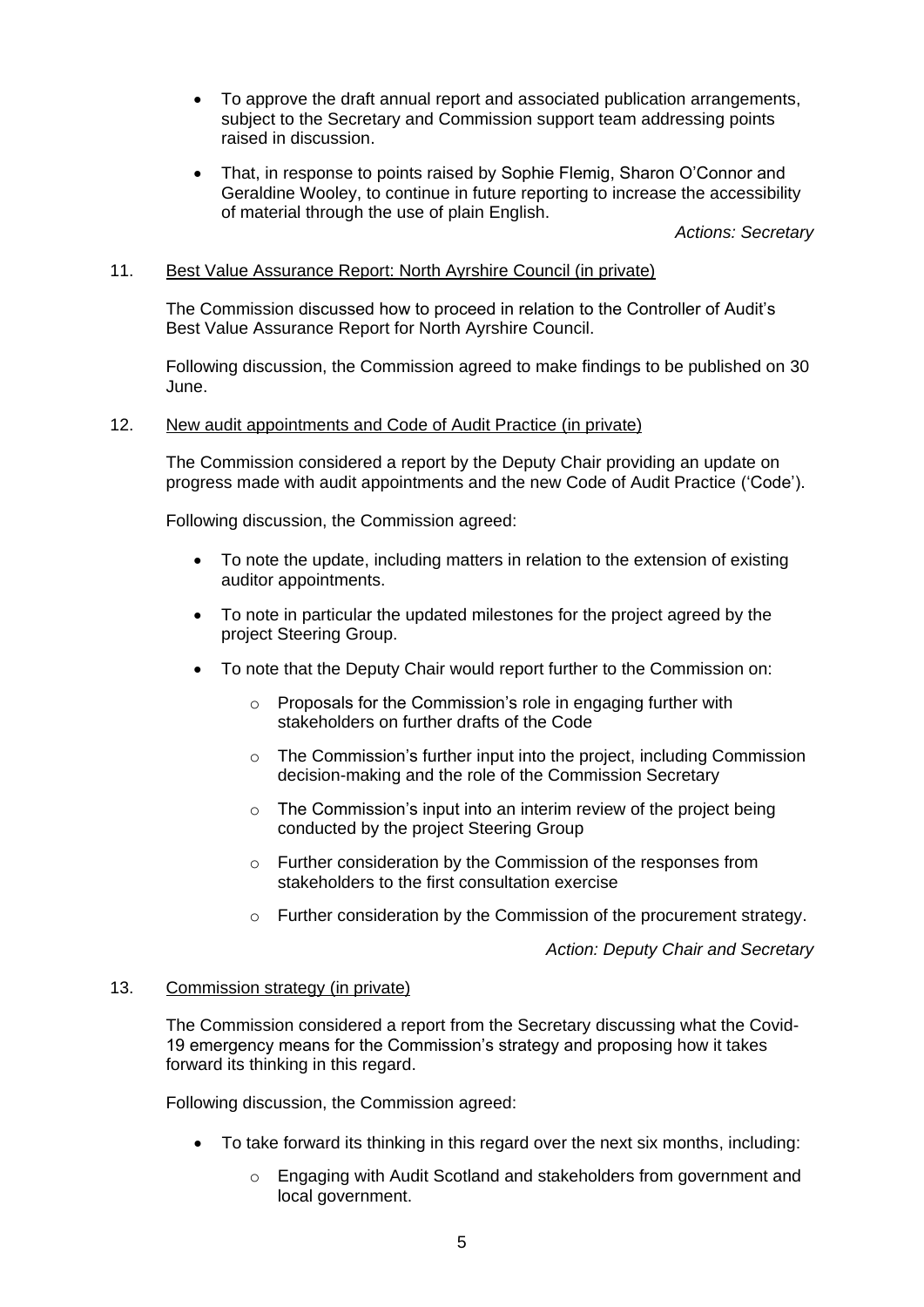- To approve the draft annual report and associated publication arrangements, subject to the Secretary and Commission support team addressing points raised in discussion.

- That, in response to points raised by Sophie Flemig, Sharon O'Connor and Geraldine Wooley, to continue in future reporting to increase the accessibility of material through the use of plain English.

*Actions: Secretary*

11. Best Value Assurance Report: North Ayrshire Council (in private)

The Commission discussed how to proceed in relation to the Controller of Audit's Best Value Assurance Report for North Ayrshire Council.

Following discussion, the Commission agreed to make findings to be published on 30 June.

12. New audit appointments and Code of Audit Practice (in private)

The Commission considered a report by the Deputy Chair providing an update on progress made with audit appointments and the new Code of Audit Practice ('Code').

Following discussion, the Commission agreed:

- To note the update, including matters in relation to the extension of existing auditor appointments.

- To note in particular the updated milestones for the project agreed by the project Steering Group.

- To note that the Deputy Chair would report further to the Commission on:

  - Proposals for the Commission's role in engaging further with stakeholders on further drafts of the Code

  - The Commission's further input into the project, including Commission decision-making and the role of the Commission Secretary

  - The Commission's input into an interim review of the project being conducted by the project Steering Group

  - Further consideration by the Commission of the responses from stakeholders to the first consultation exercise

  - Further consideration by the Commission of the procurement strategy.

*Action: Deputy Chair and Secretary*

13. Commission strategy (in private)

The Commission considered a report from the Secretary discussing what the Covid-19 emergency means for the Commission's strategy and proposing how it takes forward its thinking in this regard.

Following discussion, the Commission agreed:

- To take forward its thinking in this regard over the next six months, including:

  - Engaging with Audit Scotland and stakeholders from government and local government.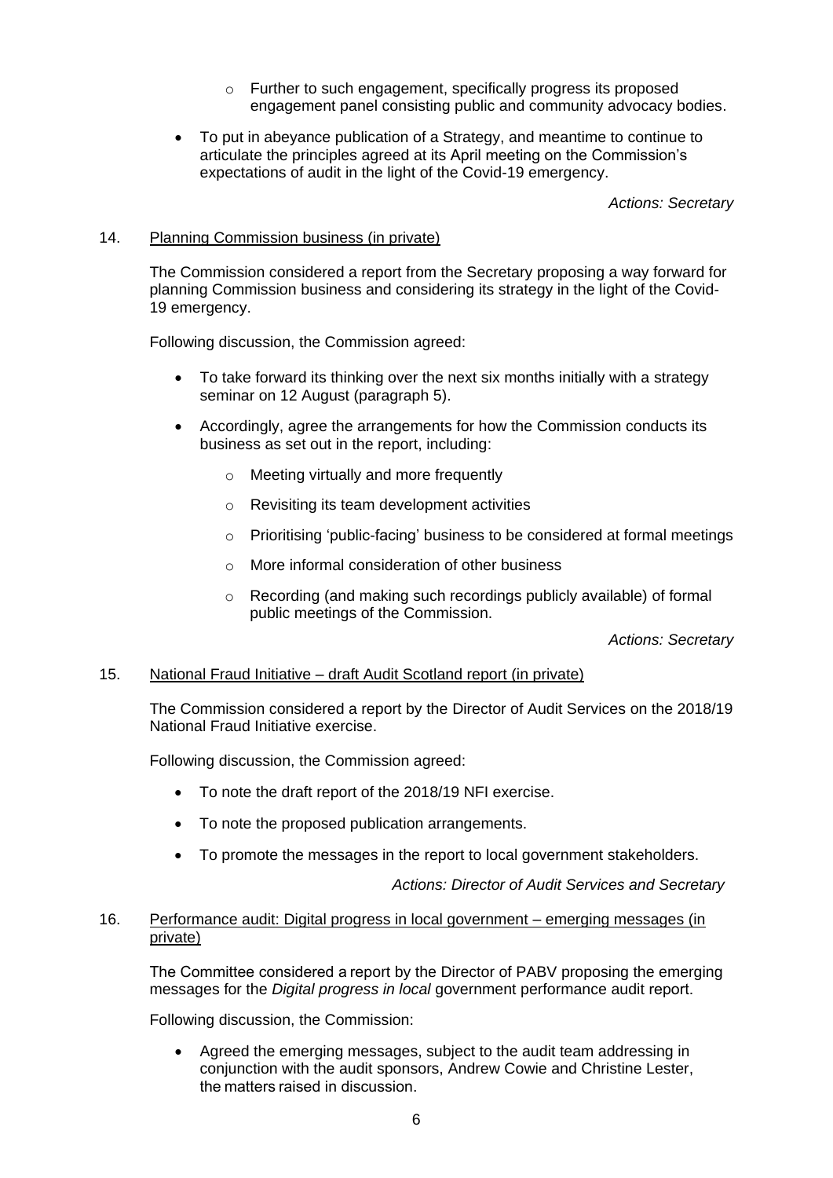- Further to such engagement, specifically progress its proposed engagement panel consisting public and community advocacy bodies.

- To put in abeyance publication of a Strategy, and meantime to continue to articulate the principles agreed at its April meeting on the Commission's expectations of audit in the light of the Covid-19 emergency.

*Actions: Secretary*

14. Planning Commission business (in private)

The Commission considered a report from the Secretary proposing a way forward for planning Commission business and considering its strategy in the light of the Covid-19 emergency.

Following discussion, the Commission agreed:

- To take forward its thinking over the next six months initially with a strategy seminar on 12 August (paragraph 5).
- Accordingly, agree the arrangements for how the Commission conducts its business as set out in the report, including:
   - Meeting virtually and more frequently
   - Revisiting its team development activities
   - Prioritising 'public-facing' business to be considered at formal meetings
   - More informal consideration of other business
   - Recording (and making such recordings publicly available) of formal public meetings of the Commission.

*Actions: Secretary*

15. National Fraud Initiative – draft Audit Scotland report (in private)

The Commission considered a report by the Director of Audit Services on the 2018/19 National Fraud Initiative exercise.

Following discussion, the Commission agreed:

- To note the draft report of the 2018/19 NFI exercise.
- To note the proposed publication arrangements.
- To promote the messages in the report to local government stakeholders.

*Actions: Director of Audit Services and Secretary*

16. Performance audit: Digital progress in local government – emerging messages (in private)

The Committee considered a report by the Director of PABV proposing the emerging messages for the *Digital progress in local* government performance audit report.

Following discussion, the Commission:

- Agreed the emerging messages, subject to the audit team addressing in conjunction with the audit sponsors, Andrew Cowie and Christine Lester, the matters raised in discussion.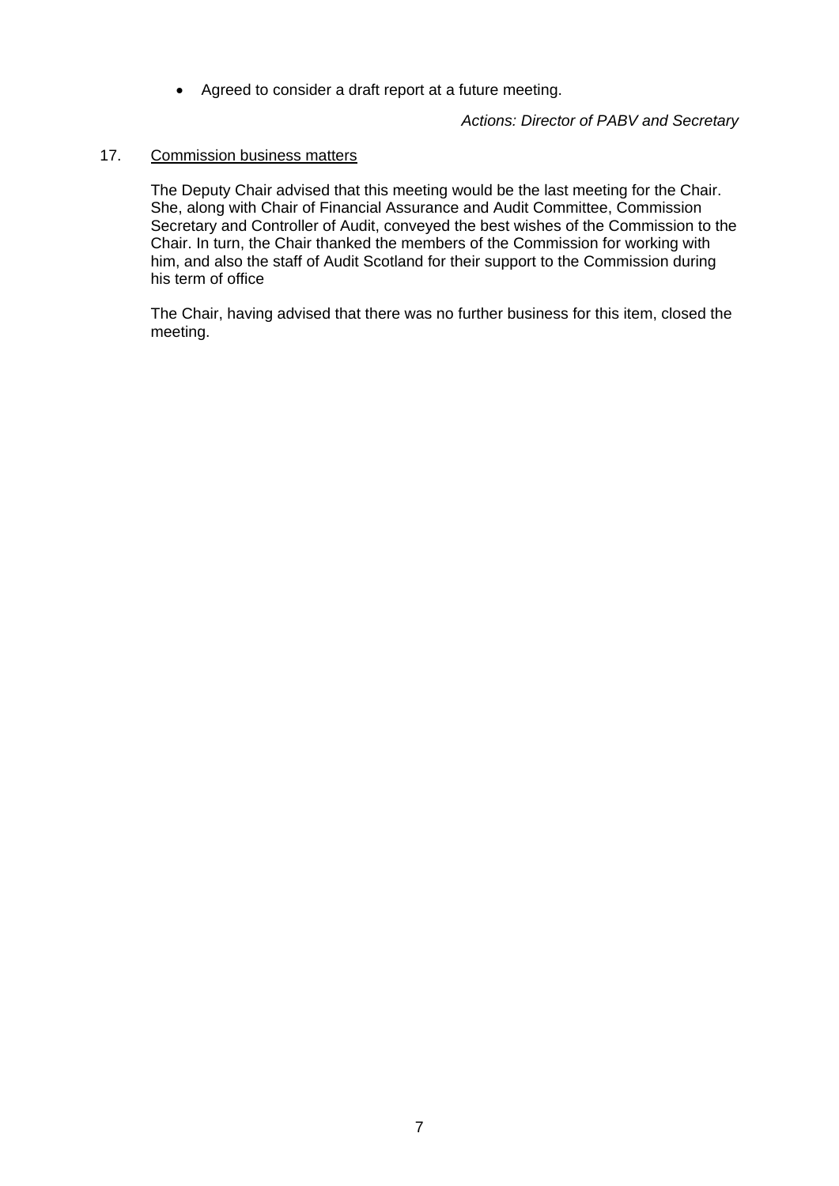- Agreed to consider a draft report at a future meeting.

*Actions: Director of PABV and Secretary*

17. <u>Commission business matters</u>

The Deputy Chair advised that this meeting would be the last meeting for the Chair. She, along with Chair of Financial Assurance and Audit Committee, Commission Secretary and Controller of Audit, conveyed the best wishes of the Commission to the Chair. In turn, the Chair thanked the members of the Commission for working with him, and also the staff of Audit Scotland for their support to the Commission during his term of office

The Chair, having advised that there was no further business for this item, closed the meeting.